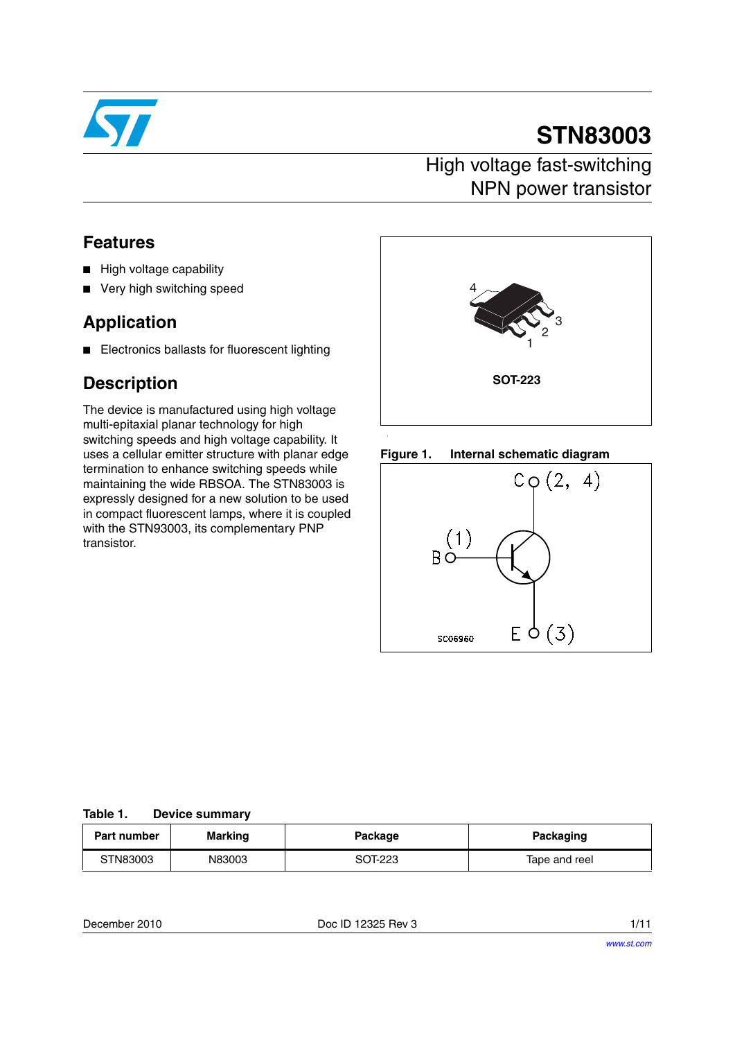# STN83003

## High voltage fast-switching NPN power transistor

## Features

- High voltage capability
- Very high switching speed

## Application

- Electronics ballasts for fluorescent lighting

## Description

The device is manufactured using high voltage multi-epitaxial planar technology for high switching speeds and high voltage capability. It uses a cellular emitter structure with planar edge termination to enhance switching speeds while maintaining the wide RBSOA. The STN83003 is expressly designed for a new solution to be used in compact fluorescent lamps, where it is coupled with the STN93003, its complementary PNP transistor.

SOT-223

**Figure 1. Internal schematic diagram**

**Table 1. Device summary**

| Part number | Marking | Package | Packaging |
|---|---|---|---|
| STN83003 | N83003 | SOT-223 | Tape and reel |

December 2010 Doc ID 12325 Rev 3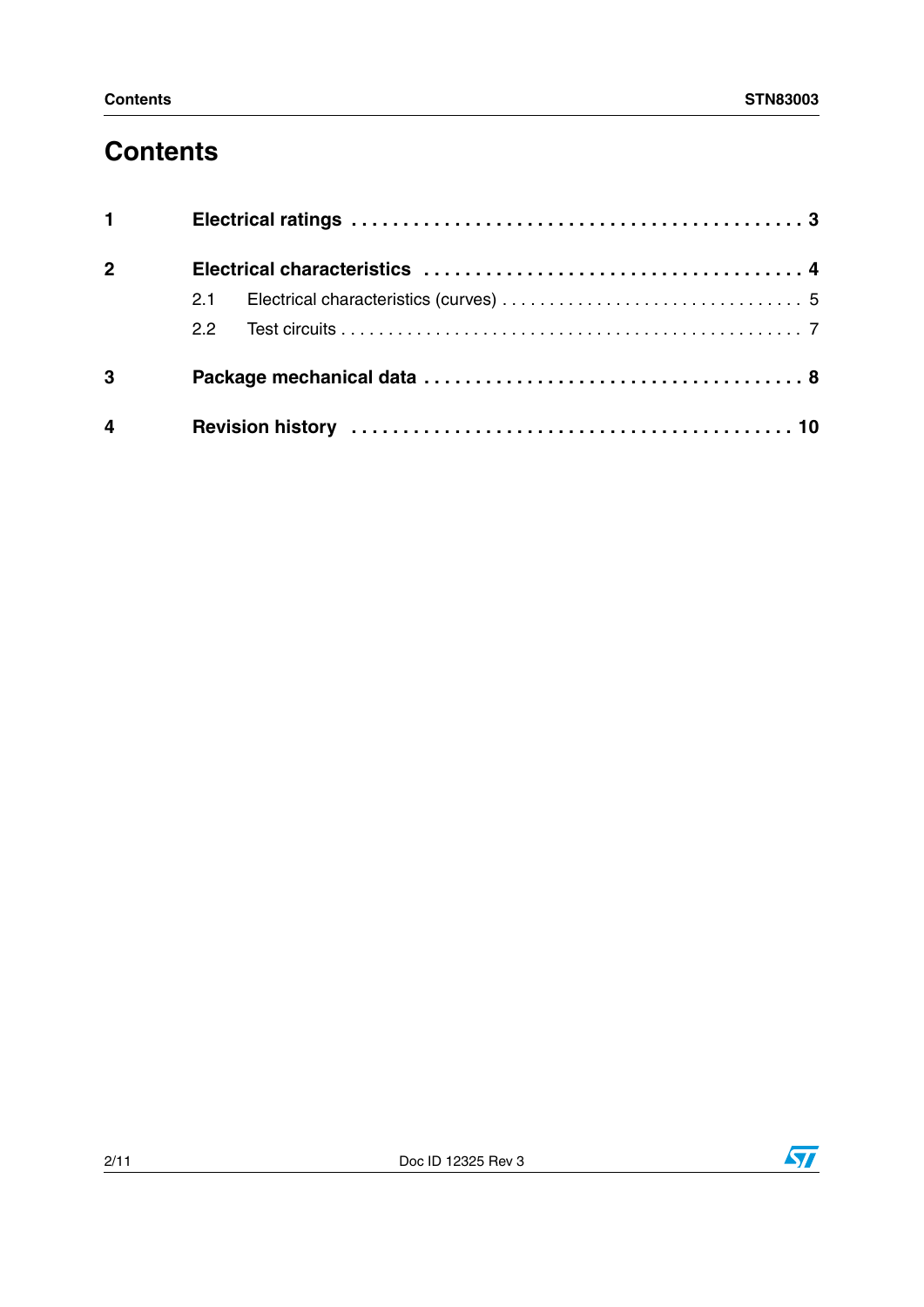# Contents

**1 Electrical ratings** . . . . . . . . . . . . . . . . . . . . . . . . . . . . . . . . . . . . . . . . . . . . **3**

**2 Electrical characteristics** . . . . . . . . . . . . . . . . . . . . . . . . . . . . . . . . . . . . . **4**

2.1 Electrical characteristics (curves) . . . . . . . . . . . . . . . . . . . . . . . . . . . . . . . 5

2.2 Test circuits . . . . . . . . . . . . . . . . . . . . . . . . . . . . . . . . . . . . . . . . . . . . . . . . 7

**3 Package mechanical data** . . . . . . . . . . . . . . . . . . . . . . . . . . . . . . . . . . . . **8**

**4 Revision history** . . . . . . . . . . . . . . . . . . . . . . . . . . . . . . . . . . . . . . . . . . . **10**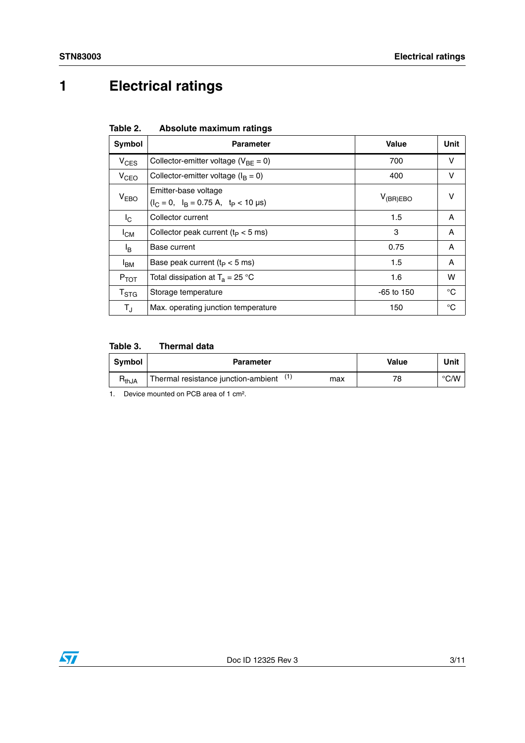# 1 Electrical ratings

**Table 2. Absolute maximum ratings**

| Symbol | Parameter | Value | Unit |
|---|---|---|---|
| $V_{CES}$ | Collector-emitter voltage ($V_{BE}$ = 0) | 700 | V |
| $V_{CEO}$ | Collector-emitter voltage ($I_B$ = 0) | 400 | V |
| $V_{EBO}$ | Emitter-base voltage ($I_C$ = 0, $I_B$ = 0.75 A, $t_P$ < 10 µs) | $V_{(BR)EBO}$ | V |
| $I_C$ | Collector current | 1.5 | A |
| $I_{CM}$ | Collector peak current ($t_P$ < 5 ms) | 3 | A |
| $I_B$ | Base current | 0.75 | A |
| $I_{BM}$ | Base peak current ($t_P$ < 5 ms) | 1.5 | A |
| $P_{TOT}$ | Total dissipation at $T_a$ = 25 °C | 1.6 | W |
| $T_{STG}$ | Storage temperature | -65 to 150 | °C |
| $T_J$ | Max. operating junction temperature | 150 | °C |

**Table 3. Thermal data**

| Symbol | Parameter | | Value | Unit |
|---|---|---|---|---|
| $R_{thJA}$ | Thermal resistance junction-ambient [(1)] | max | 78 | °C/W |

1. Device mounted on PCB area of 1 cm².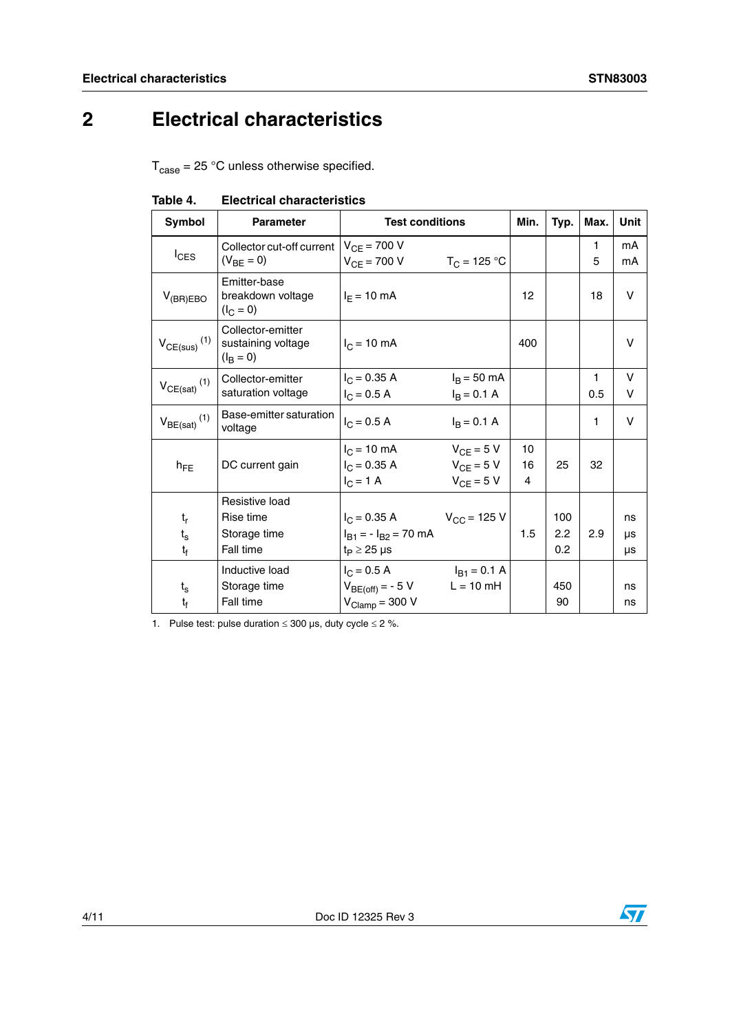# 2 Electrical characteristics

$T_{case}$ = 25 °C unless otherwise specified.

**Table 4. Electrical characteristics**

| Symbol | Parameter | Test conditions | Min. | Typ. | Max. | Unit |
|---|---|---|---|---|---|---|
| $I_{CES}$ | Collector cut-off current ($V_{BE}$ = 0) | $V_{CE}$ = 700 V<br>$V_{CE}$ = 700 V $T_C$ = 125 °C | | | 1<br>5 | mA<br>mA |
| $V_{(BR)EBO}$ | Emitter-base breakdown voltage ($I_C$ = 0) | $I_E$ = 10 mA | 12 | | 18 | V |
| $V_{CE(sus)}$ [(1)] | Collector-emitter sustaining voltage ($I_B$ = 0) | $I_C$ = 10 mA | 400 | | | V |
| $V_{CE(sat)}$ [(1)] | Collector-emitter saturation voltage | $I_C$ = 0.35 A $I_B$ = 50 mA<br>$I_C$ = 0.5 A $I_B$ = 0.1 A | | | 1<br>0.5 | V<br>V |
| $V_{BE(sat)}$ [(1)] | Base-emitter saturation voltage | $I_C$ = 0.5 A $I_B$ = 0.1 A | | | 1 | V |
| $h_{FE}$ | DC current gain | $I_C$ = 10 mA $V_{CE}$ = 5 V<br>$I_C$ = 0.35 A $V_{CE}$ = 5 V<br>$I_C$ = 1 A $V_{CE}$ = 5 V | 10<br>16<br>4 | 25 | 32 | |
| $t_r$<br>$t_s$<br>$t_f$ | Resistive load<br>Rise time<br>Storage time<br>Fall time | $I_C$ = 0.35 A $V_{CC}$ = 125 V<br>$I_{B1}$ = - $I_{B2}$ = 70 mA<br>$t_P$ ≥ 25 µs | 1.5 | 100<br>2.2<br>0.2 | 2.9 | ns<br>µs<br>µs |
| $t_s$<br>$t_f$ | Inductive load<br>Storage time<br>Fall time | $I_C$ = 0.5 A $I_{B1}$ = 0.1 A<br>$V_{BE(off)}$ = - 5 V L = 10 mH<br>$V_{Clamp}$ = 300 V | | 450<br>90 | | ns<br>ns |

1. Pulse test: pulse duration ≤ 300 µs, duty cycle ≤ 2 %.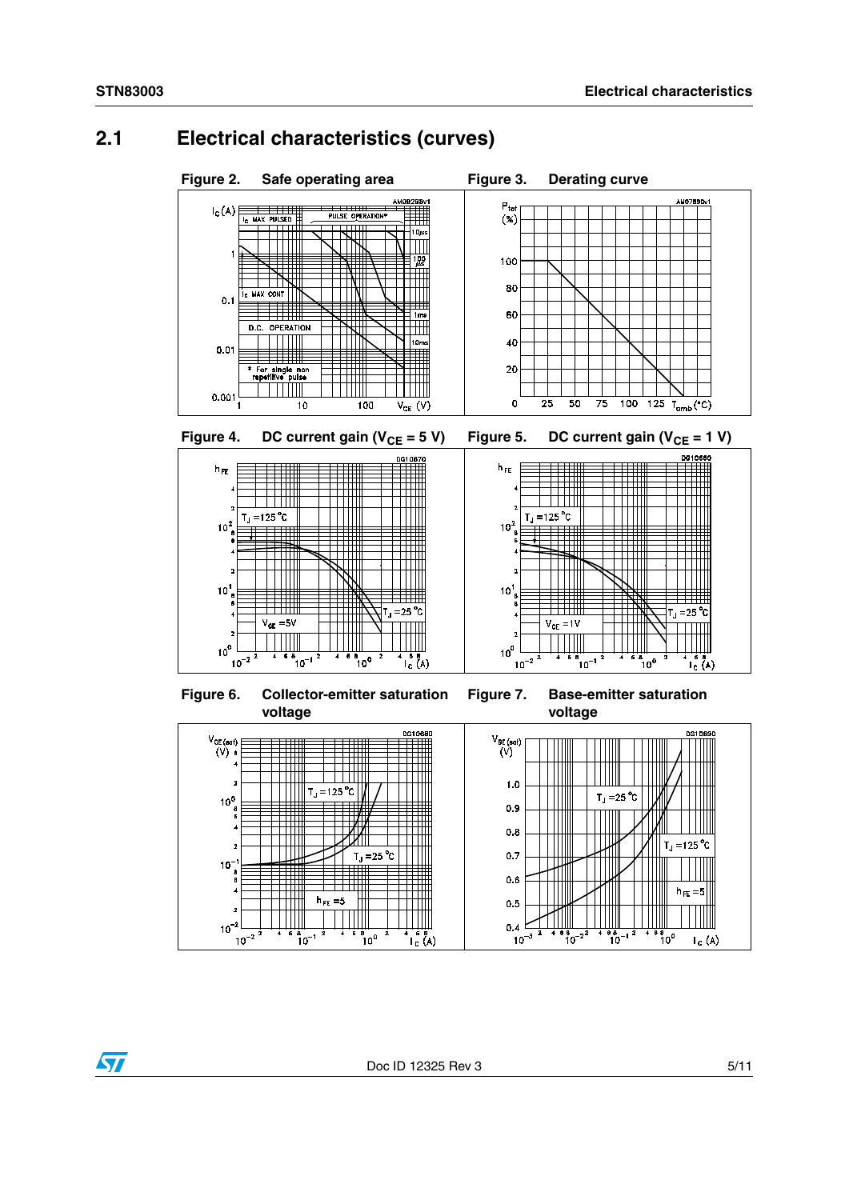## 2.1 Electrical characteristics (curves)

**Figure 2. Safe operating area**

**Figure 3. Derating curve**

**Figure 4. DC current gain ($V_{CE}$ = 5 V)**

**Figure 5. DC current gain ($V_{CE}$ = 1 V)**

**Figure 6. Collector-emitter saturation voltage**

**Figure 7. Base-emitter saturation voltage**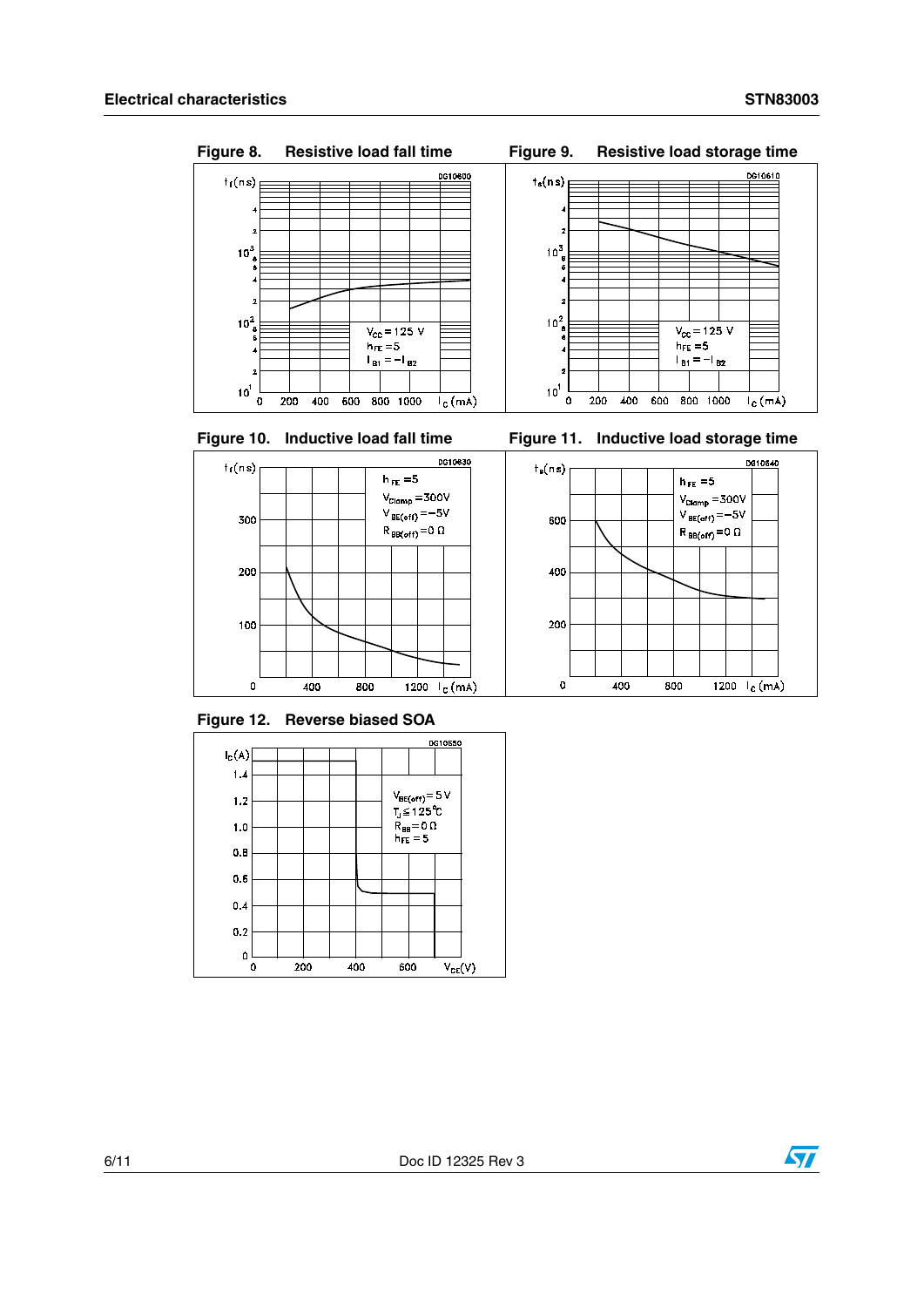Figure 8. Resistive load fall time

Figure 9. Resistive load storage time

Figure 10. Inductive load fall time

Figure 11. Inductive load storage time

Figure 12. Reverse biased SOA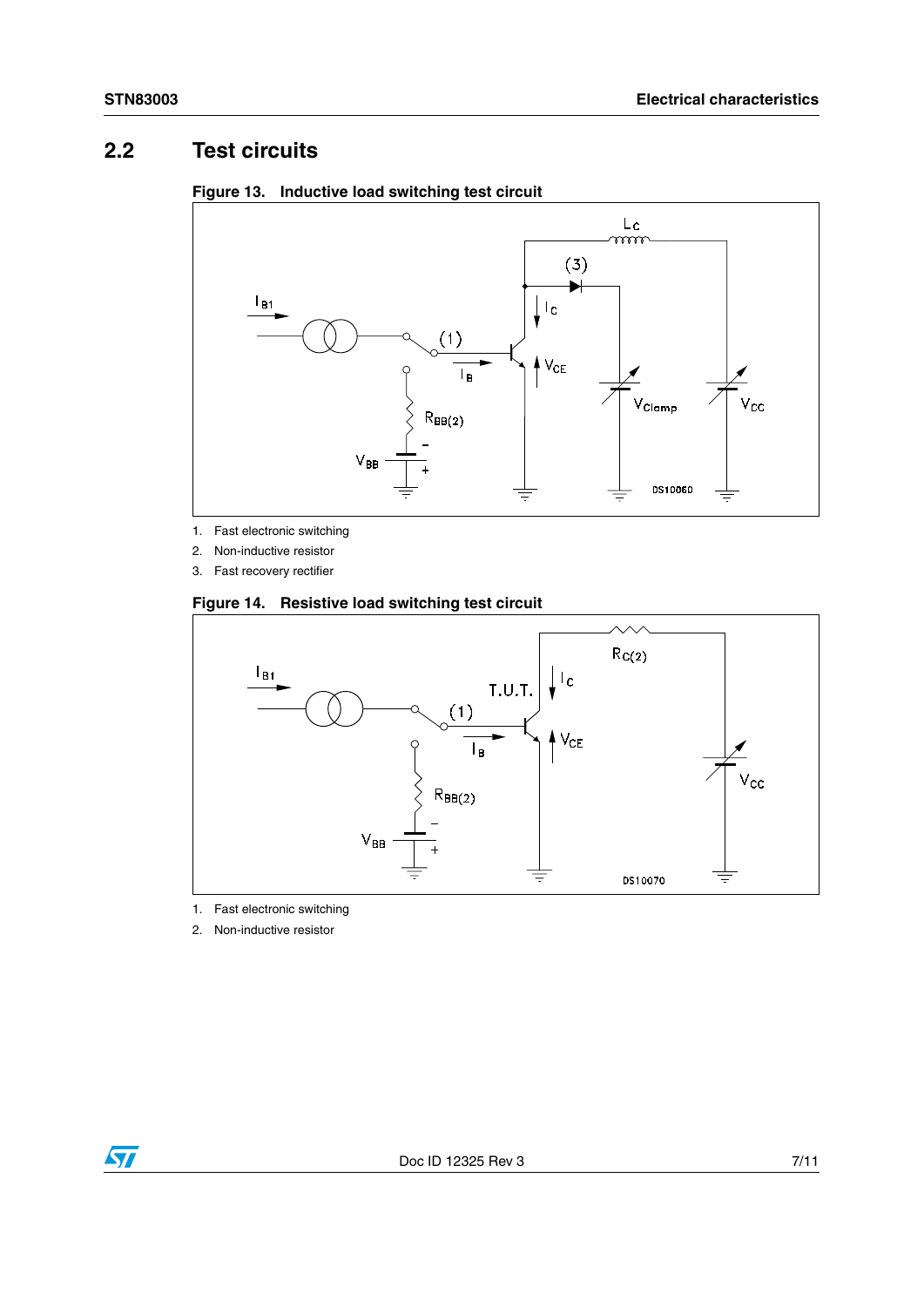## 2.2 Test circuits

**Figure 13. Inductive load switching test circuit**

1. Fast electronic switching
2. Non-inductive resistor
3. Fast recovery rectifier

**Figure 14. Resistive load switching test circuit**

1. Fast electronic switching
2. Non-inductive resistor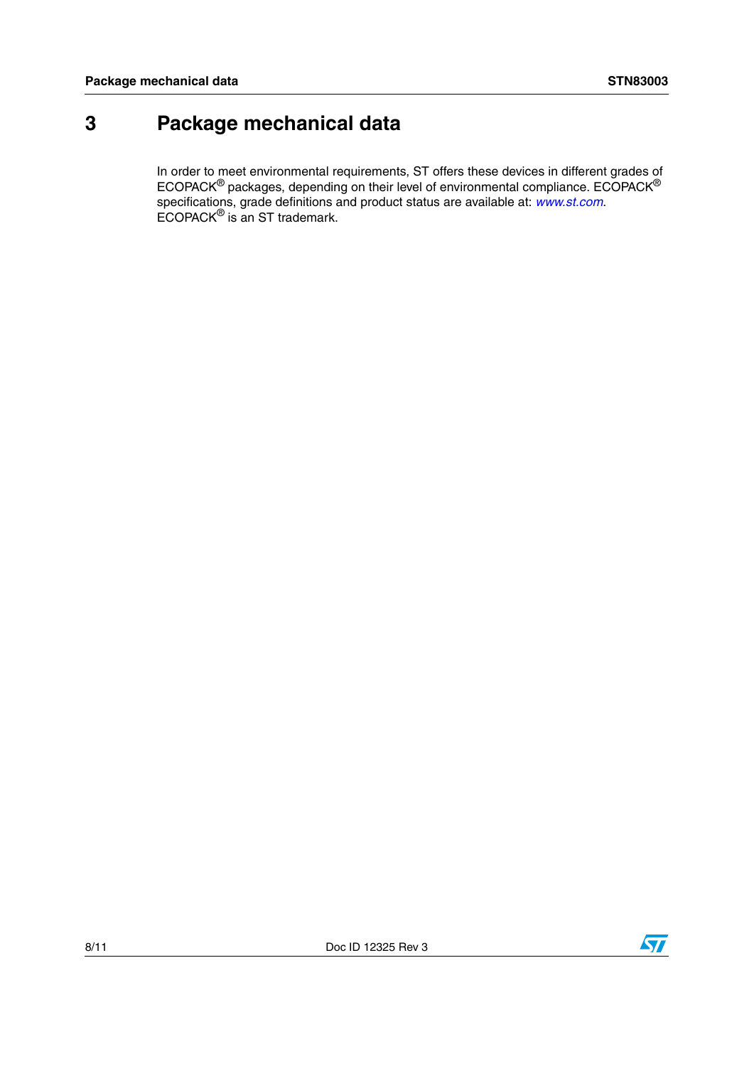# 3 Package mechanical data

In order to meet environmental requirements, ST offers these devices in different grades of ECOPACK® packages, depending on their level of environmental compliance. ECOPACK® specifications, grade definitions and product status are available at: *www.st.com*. ECOPACK® is an ST trademark.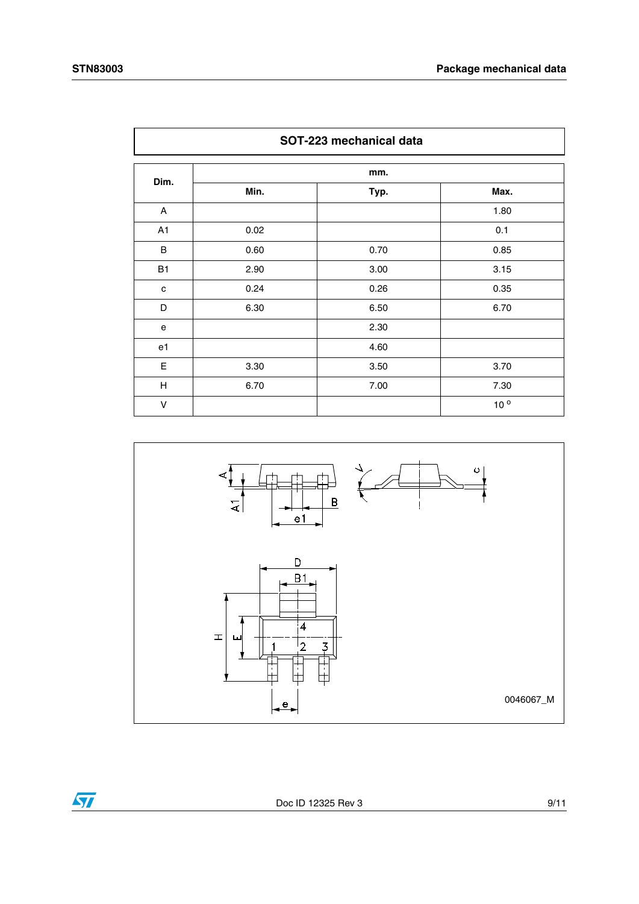| SOT-223 mechanical data | | | |
|---|---|---|---|
| **Dim.** | **mm.** | | |
| | **Min.** | **Typ.** | **Max.** |
| A | | | 1.80 |
| A1 | 0.02 | | 0.1 |
| B | 0.60 | 0.70 | 0.85 |
| B1 | 2.90 | 3.00 | 3.15 |
| c | 0.24 | 0.26 | 0.35 |
| D | 6.30 | 6.50 | 6.70 |
| e | | 2.30 | |
| e1 | | 4.60 | |
| E | 3.30 | 3.50 | 3.70 |
| H | 6.70 | 7.00 | 7.30 |
| V | | | 10 ° |

0046067_M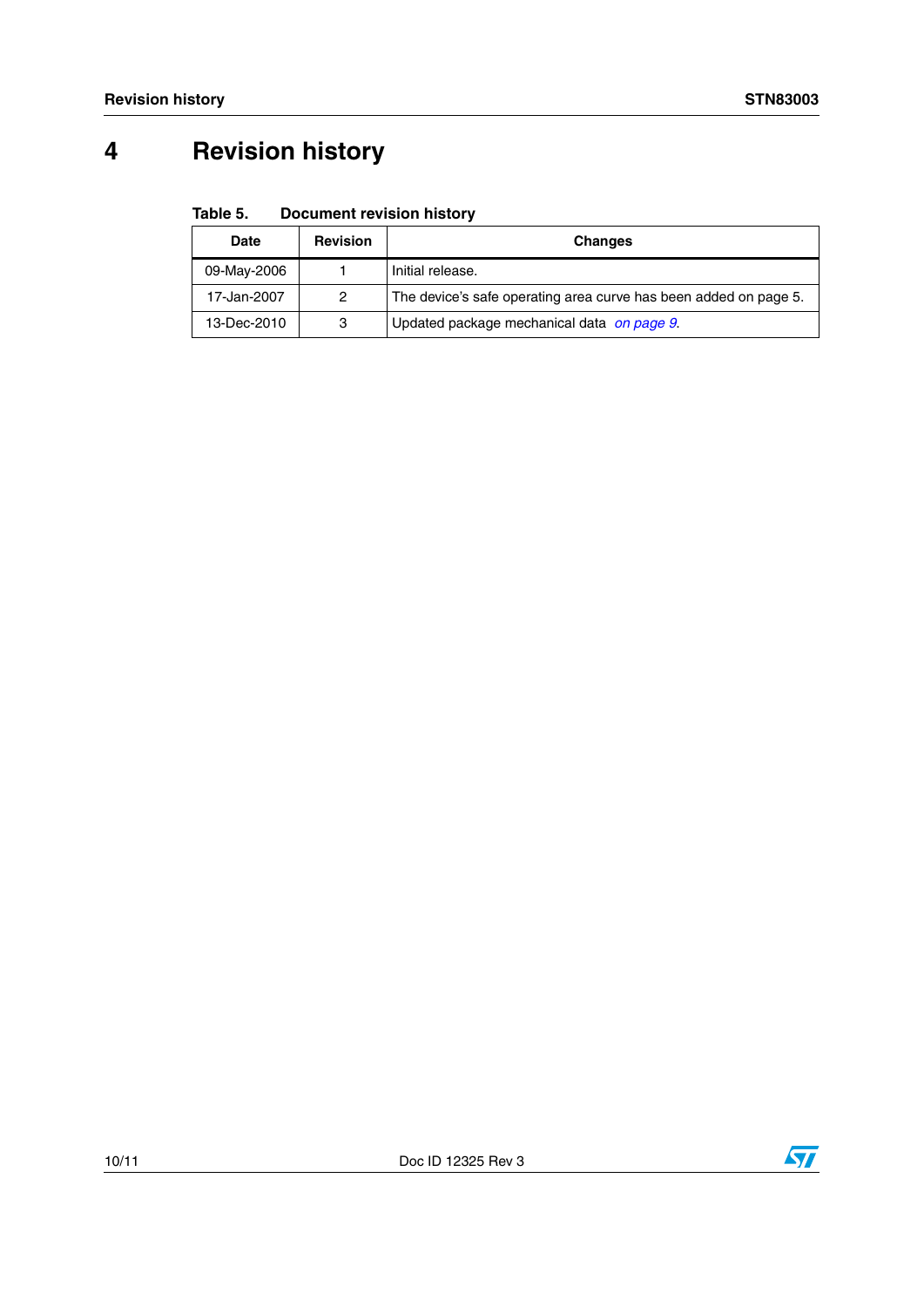# 4 Revision history

**Table 5. Document revision history**

| Date | Revision | Changes |
|---|---|---|
| 09-May-2006 | 1 | Initial release. |
| 17-Jan-2007 | 2 | The device's safe operating area curve has been added on page 5. |
| 13-Dec-2010 | 3 | Updated package mechanical data *on page 9*. |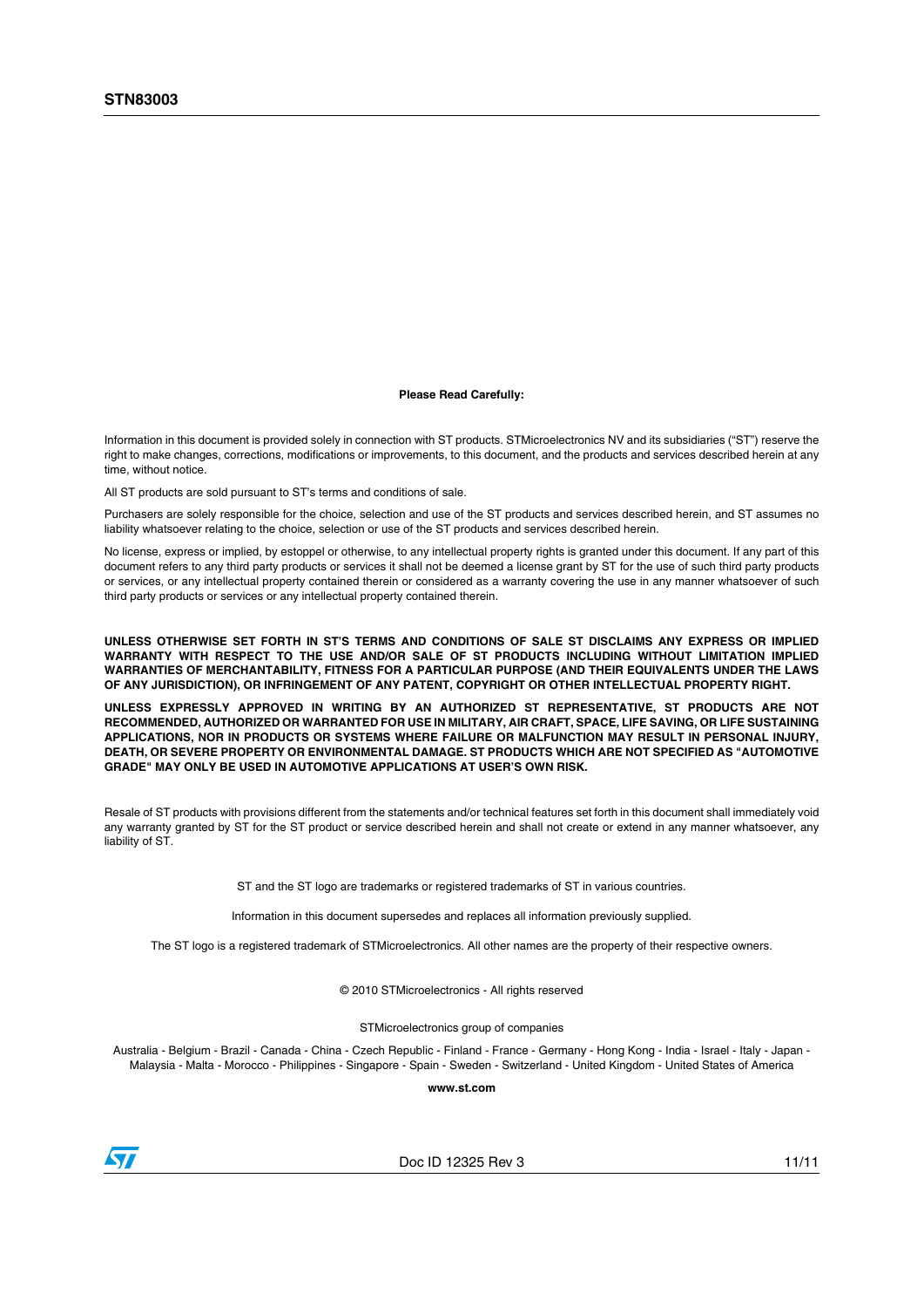**Please Read Carefully:**

Information in this document is provided solely in connection with ST products. STMicroelectronics NV and its subsidiaries ("ST") reserve the right to make changes, corrections, modifications or improvements, to this document, and the products and services described herein at any time, without notice.

All ST products are sold pursuant to ST's terms and conditions of sale.

Purchasers are solely responsible for the choice, selection and use of the ST products and services described herein, and ST assumes no liability whatsoever relating to the choice, selection or use of the ST products and services described herein.

No license, express or implied, by estoppel or otherwise, to any intellectual property rights is granted under this document. If any part of this document refers to any third party products or services it shall not be deemed a license grant by ST for the use of such third party products or services, or any intellectual property contained therein or considered as a warranty covering the use in any manner whatsoever of such third party products or services or any intellectual property contained therein.

**UNLESS OTHERWISE SET FORTH IN ST'S TERMS AND CONDITIONS OF SALE ST DISCLAIMS ANY EXPRESS OR IMPLIED WARRANTY WITH RESPECT TO THE USE AND/OR SALE OF ST PRODUCTS INCLUDING WITHOUT LIMITATION IMPLIED WARRANTIES OF MERCHANTABILITY, FITNESS FOR A PARTICULAR PURPOSE (AND THEIR EQUIVALENTS UNDER THE LAWS OF ANY JURISDICTION), OR INFRINGEMENT OF ANY PATENT, COPYRIGHT OR OTHER INTELLECTUAL PROPERTY RIGHT.**

**UNLESS EXPRESSLY APPROVED IN WRITING BY AN AUTHORIZED ST REPRESENTATIVE, ST PRODUCTS ARE NOT RECOMMENDED, AUTHORIZED OR WARRANTED FOR USE IN MILITARY, AIR CRAFT, SPACE, LIFE SAVING, OR LIFE SUSTAINING APPLICATIONS, NOR IN PRODUCTS OR SYSTEMS WHERE FAILURE OR MALFUNCTION MAY RESULT IN PERSONAL INJURY, DEATH, OR SEVERE PROPERTY OR ENVIRONMENTAL DAMAGE. ST PRODUCTS WHICH ARE NOT SPECIFIED AS "AUTOMOTIVE GRADE" MAY ONLY BE USED IN AUTOMOTIVE APPLICATIONS AT USER'S OWN RISK.**

Resale of ST products with provisions different from the statements and/or technical features set forth in this document shall immediately void any warranty granted by ST for the ST product or service described herein and shall not create or extend in any manner whatsoever, any liability of ST.

ST and the ST logo are trademarks or registered trademarks of ST in various countries.

Information in this document supersedes and replaces all information previously supplied.

The ST logo is a registered trademark of STMicroelectronics. All other names are the property of their respective owners.

© 2010 STMicroelectronics - All rights reserved

STMicroelectronics group of companies

Australia - Belgium - Brazil - Canada - China - Czech Republic - Finland - France - Germany - Hong Kong - India - Israel - Italy - Japan - Malaysia - Malta - Morocco - Philippines - Singapore - Spain - Sweden - Switzerland - United Kingdom - United States of America

**www.st.com**